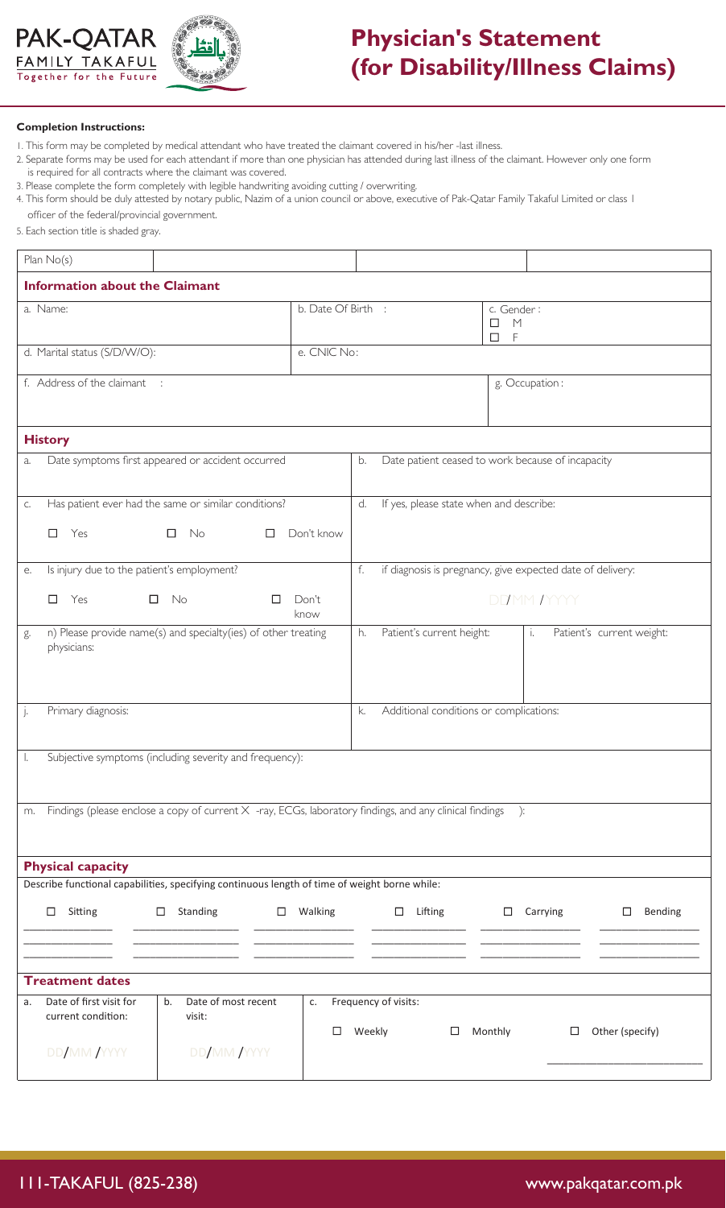PAK-QATAR FAMILY TAKAFUL
Together for the Future

# Physician's Statement (for Disability/Illness Claims)

**Completion Instructions:**

1. This form may be completed by medical attendant who have treated the claimant covered in his/her -last illness.
2. Separate forms may be used for each attendant if more than one physician has attended during last illness of the claimant. However only one form is required for all contracts where the claimant was covered.
3. Please complete the form completely with legible handwriting avoiding cutting / overwriting.
4. This form should be duly attested by notary public, Nazim of a union council or above, executive of Pak-Qatar Family Takaful Limited or class I officer of the federal/provincial government.
5. Each section title is shaded gray.

| Plan No(s) | | | |
|---|---|---|---|

## Information about the Claimant

| a. Name: | b. Date Of Birth : | c. Gender : ☐ M ☐ F |
|---|---|---|
| d. Marital status (S/D/W/O): | e. CNIC No: | |
| f. Address of the claimant : | | g. Occupation : |

## History

| | |
|---|---|
| a. Date symptoms first appeared or accident occurred | b. Date patient ceased to work because of incapacity |
| c. Has patient ever had the same or similar conditions? ☐ Yes ☐ No ☐ Don't know | d. If yes, please state when and describe: |
| e. Is injury due to the patient's employment? ☐ Yes ☐ No ☐ Don't know | f. if diagnosis is pregnancy, give expected date of delivery: DD/MM/YYYY |
| g. n) Please provide name(s) and specialty(ies) of other treating physicians: | h. Patient's current height: / i. Patient's current weight: |
| j. Primary diagnosis: | k. Additional conditions or complications: |
| l. Subjective symptoms (including severity and frequency): | |
| m. Findings (please enclose a copy of current X -ray, ECGs, laboratory findings, and any clinical findings ): | |

## Physical capacity

Describe functional capabilities, specifying continuous length of time of weight borne while:

| ☐ Sitting | ☐ Standing | ☐ Walking | ☐ Lifting | ☐ Carrying | ☐ Bending |
|---|---|---|---|---|---|
| ____________ | ____________ | ____________ | ____________ | ____________ | ____________ |
| ____________ | ____________ | ____________ | ____________ | ____________ | ____________ |

## Treatment dates

| a. Date of first visit for current condition: | b. Date of most recent visit: | c. Frequency of visits: |
|---|---|---|
| DD/MM/YYYY | DD/MM/YYYY | ☐ Weekly ☐ Monthly ☐ Other (specify) ____________ |

111-TAKAFUL (825-238) www.pakqatar.com.pk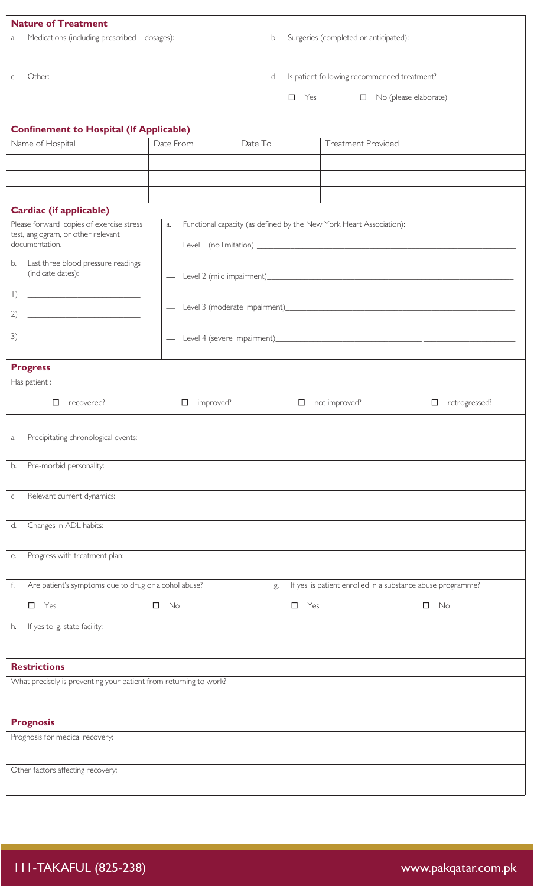## Nature of Treatment

a. Medications (including prescribed dosages):

b. Surgeries (completed or anticipated):

c. Other:

d. Is patient following recommended treatment?

☐ Yes ☐ No (please elaborate)

## Confinement to Hospital (If Applicable)

| Name of Hospital | Date From | Date To | Treatment Provided |
|---|---|---|---|
| | | | |
| | | | |
| | | | |

## Cardiac (if applicable)

Please forward copies of exercise stress test, angiogram, or other relevant documentation.

a. Functional capacity (as defined by the New York Heart Association):

— Level 1 (no limitation) \_\_\_\_\_\_\_\_\_\_\_\_\_\_\_\_\_\_\_\_

— Level 2 (mild impairment)\_\_\_\_\_\_\_\_\_\_\_\_\_\_\_\_\_\_\_\_

— Level 3 (moderate impairment)\_\_\_\_\_\_\_\_\_\_\_\_\_\_\_\_\_\_\_\_

— Level 4 (severe impairment)\_\_\_\_\_\_\_\_\_\_\_\_\_\_\_\_\_\_\_\_ \_\_\_\_\_\_\_\_\_\_

b. Last three blood pressure readings (indicate dates):

1) \_\_\_\_\_\_\_\_\_\_\_\_\_\_\_\_\_\_\_\_

2) \_\_\_\_\_\_\_\_\_\_\_\_\_\_\_\_\_\_\_\_

3) \_\_\_\_\_\_\_\_\_\_\_\_\_\_\_\_\_\_\_\_

## Progress

Has patient :

☐ recovered? ☐ improved? ☐ not improved? ☐ retrogressed?

a. Precipitating chronological events:

b. Pre-morbid personality:

c. Relevant current dynamics:

d. Changes in ADL habits:

e. Progress with treatment plan:

f. Are patient's symptoms due to drug or alcohol abuse?

☐ Yes ☐ No

g. If yes, is patient enrolled in a substance abuse programme?

☐ Yes ☐ No

h. If yes to g, state facility:

## Restrictions

What precisely is preventing your patient from returning to work?

## Prognosis

Prognosis for medical recovery:

Other factors affecting recovery:

111-TAKAFUL (825-238) www.pakqatar.com.pk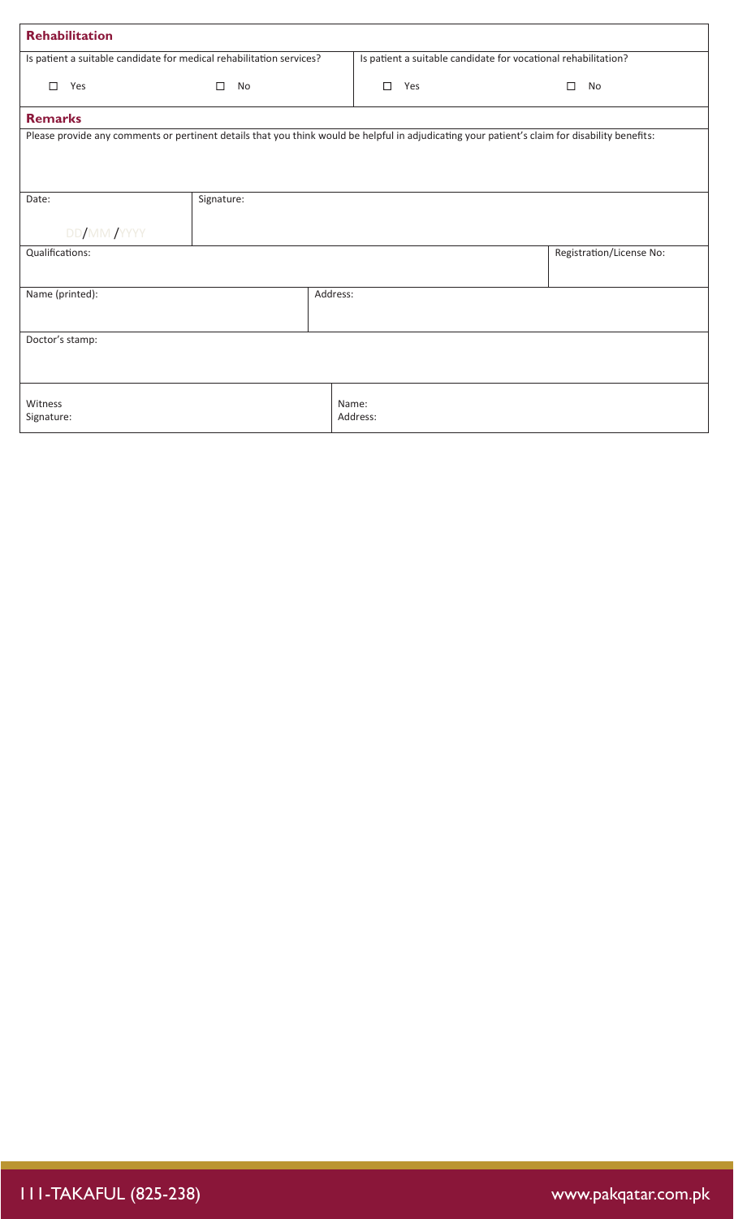## Rehabilitation

| Is patient a suitable candidate for medical rehabilitation services? | Is patient a suitable candidate for vocational rehabilitation? |
|---|---|
| ☐ Yes ☐ No | ☐ Yes ☐ No |

## Remarks

Please provide any comments or pertinent details that you think would be helpful in adjudicating your patient's claim for disability benefits:

| | | |
|---|---|---|
| Date: DD/MM/YYYY | Signature: | |
| Qualifications: | | Registration/License No: |
| Name (printed): | Address: | |
| Doctor's stamp: | | |
| Witness Signature: | Name: Address: | |